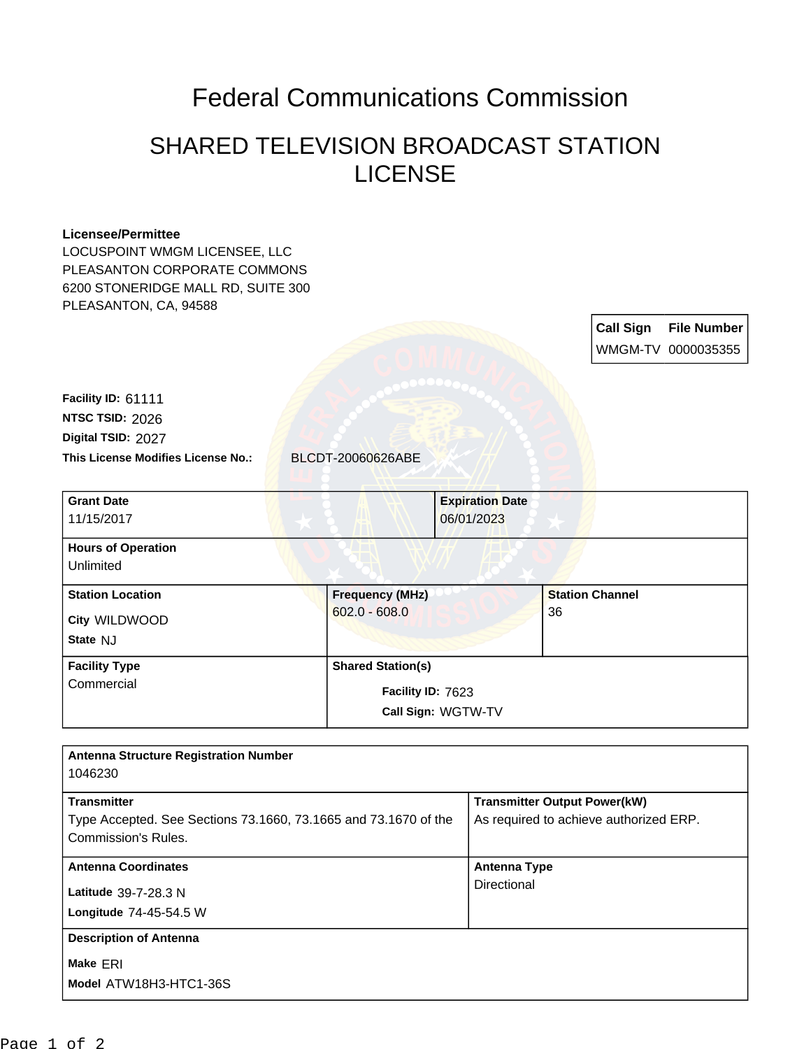# Federal Communications Commission

## SHARED TELEVISION BROADCAST STATION LICENSE

**Licensee/Permittee**
LOCUSPOINT WMGM LICENSEE, LLC
PLEASANTON CORPORATE COMMONS
6200 STONERIDGE MALL RD, SUITE 300
PLEASANTON, CA, 94588

| Call Sign | File Number |
|---|---|
| WMGM-TV | 0000035355 |

**Facility ID:** 61111
**NTSC TSID:** 2026
**Digital TSID:** 2027
**This License Modifies License No.:** BLCDT-20060626ABE

| **Grant Date** | **Expiration Date** |
|---|---|
| 11/15/2017 | 06/01/2023 |

**Hours of Operation**
Unlimited

| **Station Location** | **Frequency (MHz)** | **Station Channel** |
|---|---|---|
| City WILDWOOD<br>State NJ | 602.0 - 608.0 | 36 |

| **Facility Type** | **Shared Station(s)** |
|---|---|
| Commercial | Facility ID: 7623<br>Call Sign: WGTW-TV |

**Antenna Structure Registration Number**
1046230

| **Transmitter** | **Transmitter Output Power(kW)** |
|---|---|
| Type Accepted. See Sections 73.1660, 73.1665 and 73.1670 of the Commission's Rules. | As required to achieve authorized ERP. |

| **Antenna Coordinates** | **Antenna Type** |
|---|---|
| Latitude 39-7-28.3 N<br>Longitude 74-45-54.5 W | Directional |

**Description of Antenna**
Make ERI
Model ATW18H3-HTC1-36S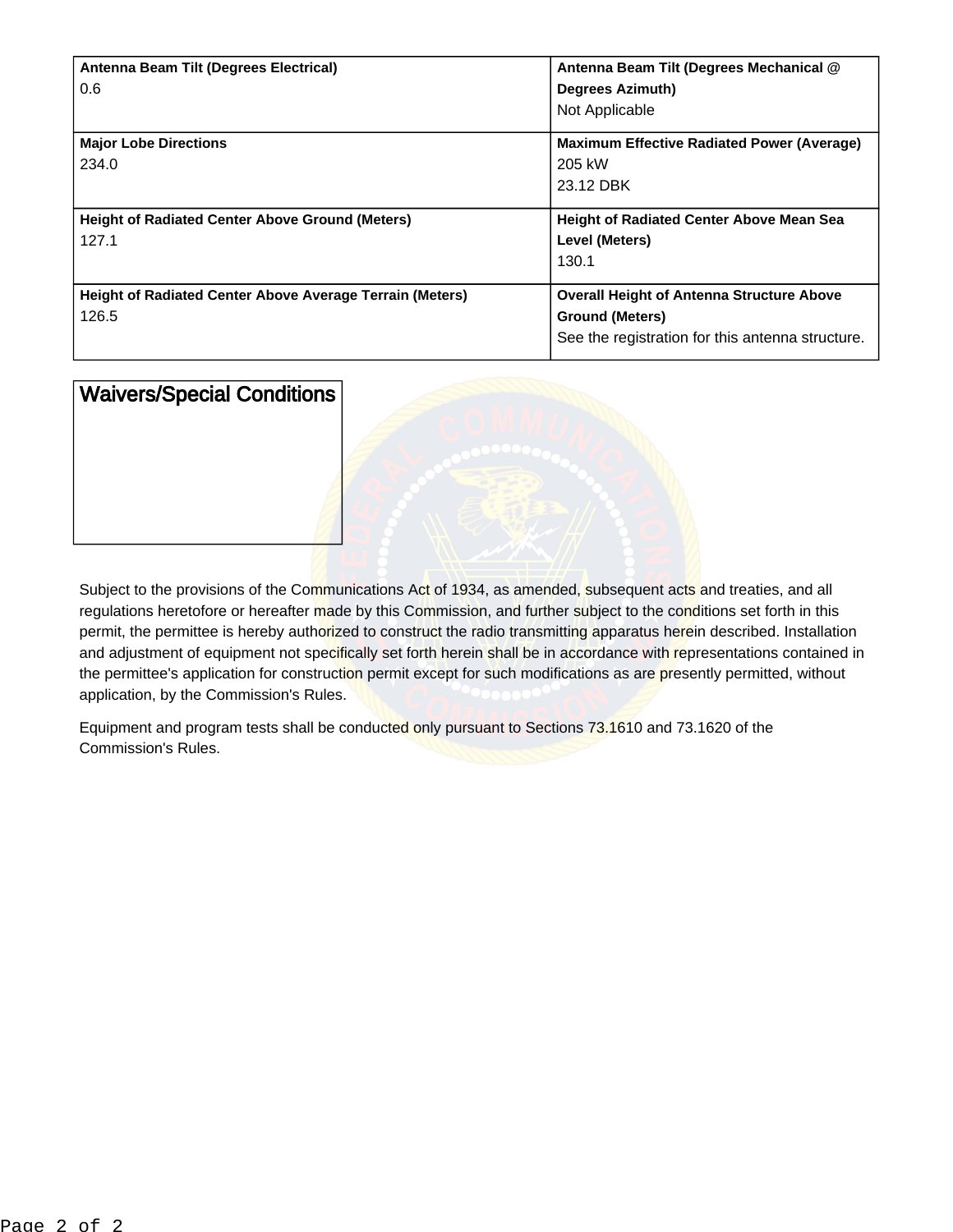| Antenna Beam Tilt (Degrees Electrical) | Antenna Beam Tilt (Degrees Mechanical @ Degrees Azimuth) |
| --- | --- |
| 0.6 | Not Applicable |
| **Major Lobe Directions**<br>234.0 | **Maximum Effective Radiated Power (Average)**<br>205 kW<br>23.12 DBK |
| **Height of Radiated Center Above Ground (Meters)**<br>127.1 | **Height of Radiated Center Above Mean Sea Level (Meters)**<br>130.1 |
| **Height of Radiated Center Above Average Terrain (Meters)**<br>126.5 | **Overall Height of Antenna Structure Above Ground (Meters)**<br>See the registration for this antenna structure. |

## Waivers/Special Conditions

Subject to the provisions of the Communications Act of 1934, as amended, subsequent acts and treaties, and all regulations heretofore or hereafter made by this Commission, and further subject to the conditions set forth in this permit, the permittee is hereby authorized to construct the radio transmitting apparatus herein described. Installation and adjustment of equipment not specifically set forth herein shall be in accordance with representations contained in the permittee's application for construction permit except for such modifications as are presently permitted, without application, by the Commission's Rules.

Equipment and program tests shall be conducted only pursuant to Sections 73.1610 and 73.1620 of the Commission's Rules.